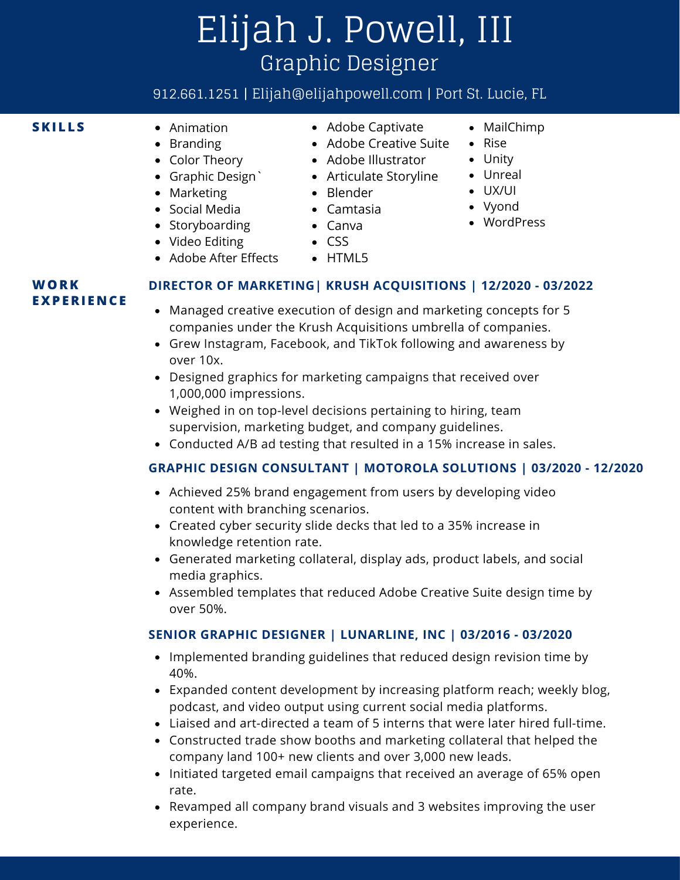# Elijah J. Powell, III

## Graphic Designer

912.661.1251 | Elijah@elijahpowell.com | Port St. Lucie, FL

## SKILLS

- Animation
- Branding
- Color Theory
- Graphic Design`
- Marketing
- Social Media
- Storyboarding
- Video Editing
- Adobe After Effects
- Adobe Captivate
- Adobe Creative Suite
- Adobe Illustrator
- Articulate Storyline
- Blender
- Camtasia
- Canva
- CSS
- HTML5
- MailChimp
- Rise
- Unity
- Unreal
- UX/UI
- Vyond
- WordPress

## WORK EXPERIENCE

### DIRECTOR OF MARKETING| KRUSH ACQUISITIONS | 12/2020 - 03/2022

- Managed creative execution of design and marketing concepts for 5 companies under the Krush Acquisitions umbrella of companies.
- Grew Instagram, Facebook, and TikTok following and awareness by over 10x.
- Designed graphics for marketing campaigns that received over 1,000,000 impressions.
- Weighed in on top-level decisions pertaining to hiring, team supervision, marketing budget, and company guidelines.
- Conducted A/B ad testing that resulted in a 15% increase in sales.

### GRAPHIC DESIGN CONSULTANT | MOTOROLA SOLUTIONS | 03/2020 - 12/2020

- Achieved 25% brand engagement from users by developing video content with branching scenarios.
- Created cyber security slide decks that led to a 35% increase in knowledge retention rate.
- Generated marketing collateral, display ads, product labels, and social media graphics.
- Assembled templates that reduced Adobe Creative Suite design time by over 50%.

### SENIOR GRAPHIC DESIGNER | LUNARLINE, INC | 03/2016 - 03/2020

- Implemented branding guidelines that reduced design revision time by 40%.
- Expanded content development by increasing platform reach; weekly blog, podcast, and video output using current social media platforms.
- Liaised and art-directed a team of 5 interns that were later hired full-time.
- Constructed trade show booths and marketing collateral that helped the company land 100+ new clients and over 3,000 new leads.
- Initiated targeted email campaigns that received an average of 65% open rate.
- Revamped all company brand visuals and 3 websites improving the user experience.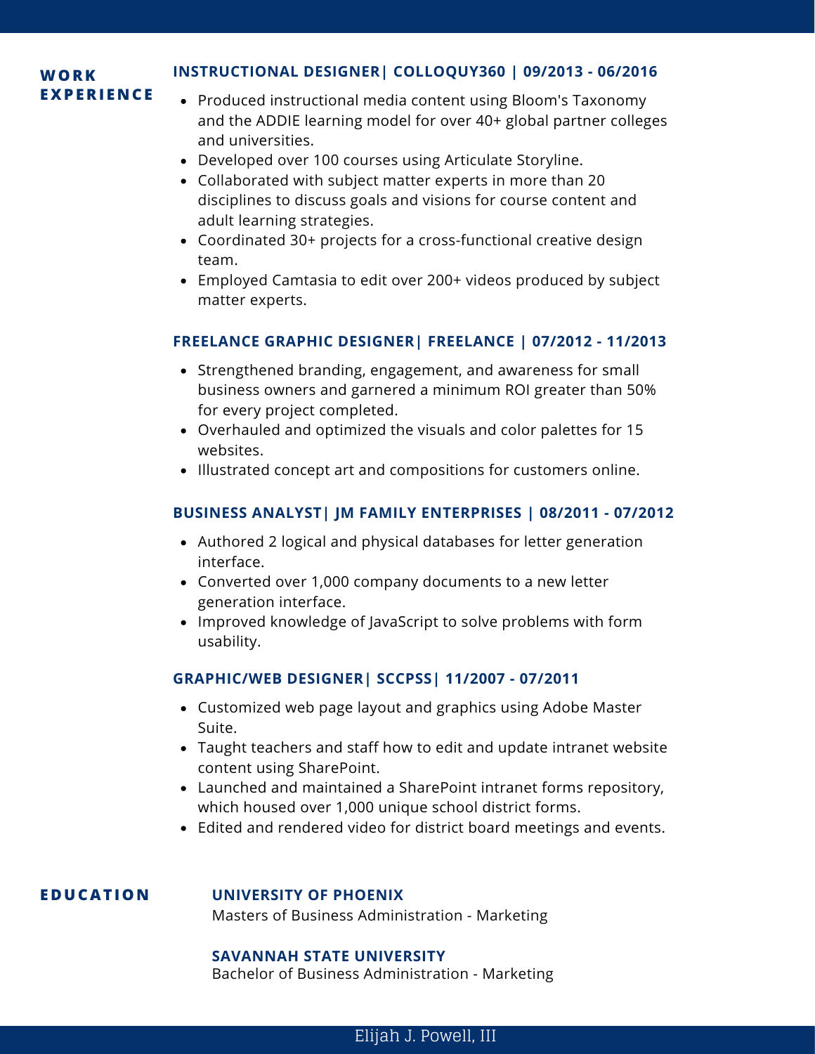## WORK EXPERIENCE

### INSTRUCTIONAL DESIGNER| COLLOQUY360 | 09/2013 - 06/2016

- Produced instructional media content using Bloom's Taxonomy and the ADDIE learning model for over 40+ global partner colleges and universities.
- Developed over 100 courses using Articulate Storyline.
- Collaborated with subject matter experts in more than 20 disciplines to discuss goals and visions for course content and adult learning strategies.
- Coordinated 30+ projects for a cross-functional creative design team.
- Employed Camtasia to edit over 200+ videos produced by subject matter experts.

### FREELANCE GRAPHIC DESIGNER| FREELANCE | 07/2012 - 11/2013

- Strengthened branding, engagement, and awareness for small business owners and garnered a minimum ROI greater than 50% for every project completed.
- Overhauled and optimized the visuals and color palettes for 15 websites.
- Illustrated concept art and compositions for customers online.

### BUSINESS ANALYST| JM FAMILY ENTERPRISES | 08/2011 - 07/2012

- Authored 2 logical and physical databases for letter generation interface.
- Converted over 1,000 company documents to a new letter generation interface.
- Improved knowledge of JavaScript to solve problems with form usability.

### GRAPHIC/WEB DESIGNER| SCCPSS| 11/2007 - 07/2011

- Customized web page layout and graphics using Adobe Master Suite.
- Taught teachers and staff how to edit and update intranet website content using SharePoint.
- Launched and maintained a SharePoint intranet forms repository, which housed over 1,000 unique school district forms.
- Edited and rendered video for district board meetings and events.

## EDUCATION

### UNIVERSITY OF PHOENIX

Masters of Business Administration - Marketing

### SAVANNAH STATE UNIVERSITY

Bachelor of Business Administration - Marketing